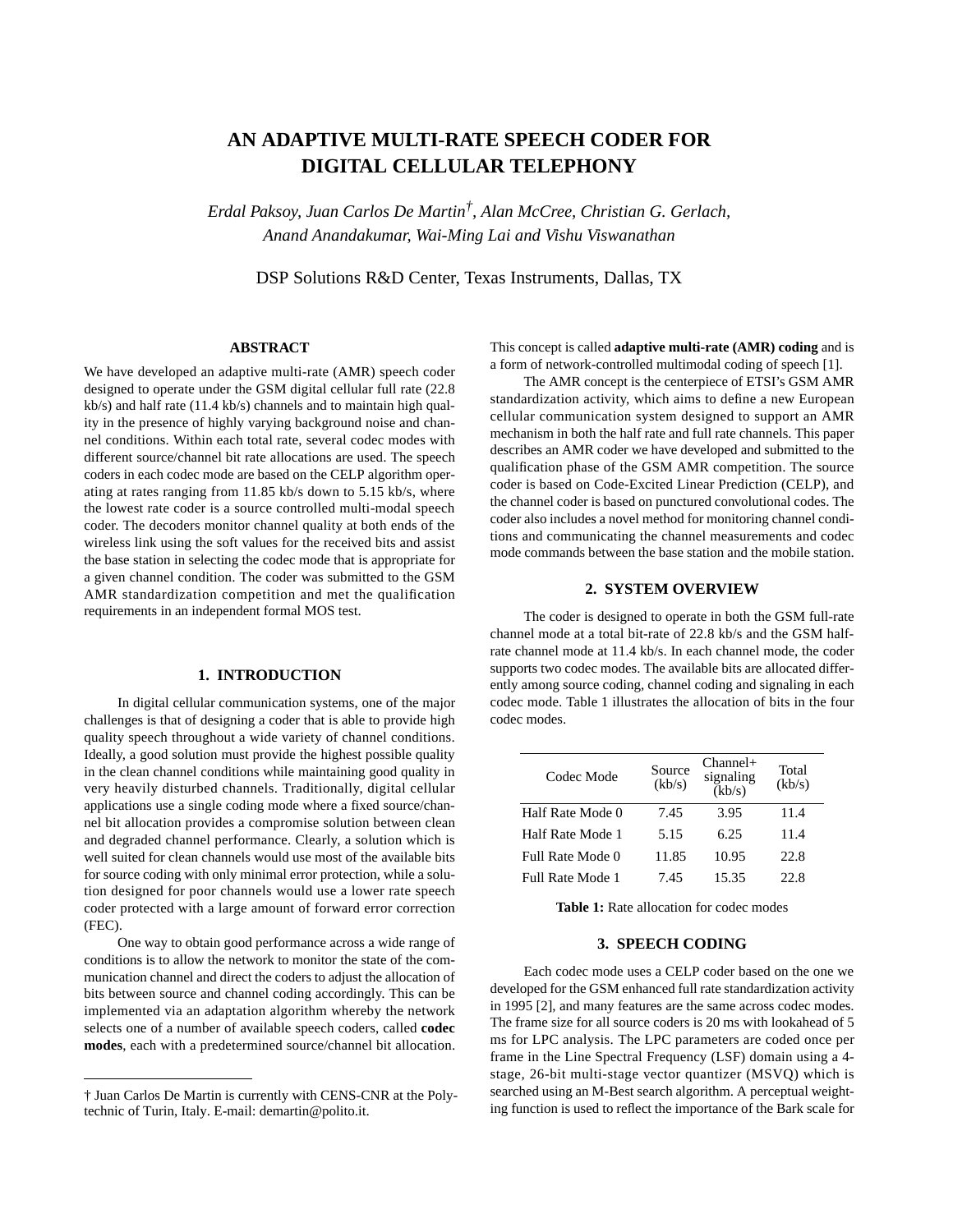# AN ADAPTIVE MULTI-RATE SPEECH CODER FOR DIGITAL CELLULAR TELEPHONY

*Erdal Paksoy, Juan Carlos De Martin†, Alan McCree, Christian G. Gerlach, Anand Anandakumar, Wai-Ming Lai and Vishu Viswanathan*

DSP Solutions R&D Center, Texas Instruments, Dallas, TX

## ABSTRACT

We have developed an adaptive multi-rate (AMR) speech coder designed to operate under the GSM digital cellular full rate (22.8 kb/s) and half rate (11.4 kb/s) channels and to maintain high quality in the presence of highly varying background noise and channel conditions. Within each total rate, several codec modes with different source/channel bit rate allocations are used. The speech coders in each codec mode are based on the CELP algorithm operating at rates ranging from 11.85 kb/s down to 5.15 kb/s, where the lowest rate coder is a source controlled multi-modal speech coder. The decoders monitor channel quality at both ends of the wireless link using the soft values for the received bits and assist the base station in selecting the codec mode that is appropriate for a given channel condition. The coder was submitted to the GSM AMR standardization competition and met the qualification requirements in an independent formal MOS test.

## 1. INTRODUCTION

In digital cellular communication systems, one of the major challenges is that of designing a coder that is able to provide high quality speech throughout a wide variety of channel conditions. Ideally, a good solution must provide the highest possible quality in the clean channel conditions while maintaining good quality in very heavily disturbed channels. Traditionally, digital cellular applications use a single coding mode where a fixed source/channel bit allocation provides a compromise solution between clean and degraded channel performance. Clearly, a solution which is well suited for clean channels would use most of the available bits for source coding with only minimal error protection, while a solution designed for poor channels would use a lower rate speech coder protected with a large amount of forward error correction (FEC).

One way to obtain good performance across a wide range of conditions is to allow the network to monitor the state of the communication channel and direct the coders to adjust the allocation of bits between source and channel coding accordingly. This can be implemented via an adaptation algorithm whereby the network selects one of a number of available speech coders, called **codec modes**, each with a predetermined source/channel bit allocation. This concept is called **adaptive multi-rate (AMR) coding** and is a form of network-controlled multimodal coding of speech [1].

The AMR concept is the centerpiece of ETSI's GSM AMR standardization activity, which aims to define a new European cellular communication system designed to support an AMR mechanism in both the half rate and full rate channels. This paper describes an AMR coder we have developed and submitted to the qualification phase of the GSM AMR competition. The source coder is based on Code-Excited Linear Prediction (CELP), and the channel coder is based on punctured convolutional codes. The coder also includes a novel method for monitoring channel conditions and communicating the channel measurements and codec mode commands between the base station and the mobile station.

† Juan Carlos De Martin is currently with CENS-CNR at the Polytechnic of Turin, Italy. E-mail: demartin@polito.it.

## 2. SYSTEM OVERVIEW

The coder is designed to operate in both the GSM full-rate channel mode at a total bit-rate of 22.8 kb/s and the GSM half-rate channel mode at 11.4 kb/s. In each channel mode, the coder supports two codec modes. The available bits are allocated differently among source coding, channel coding and signaling in each codec mode. Table 1 illustrates the allocation of bits in the four codec modes.

| Codec Mode | Source (kb/s) | Channel+ signaling (kb/s) | Total (kb/s) |
|---|---|---|---|
| Half Rate Mode 0 | 7.45 | 3.95 | 11.4 |
| Half Rate Mode 1 | 5.15 | 6.25 | 11.4 |
| Full Rate Mode 0 | 11.85 | 10.95 | 22.8 |
| Full Rate Mode 1 | 7.45 | 15.35 | 22.8 |

**Table 1:** Rate allocation for codec modes

## 3. SPEECH CODING

Each codec mode uses a CELP coder based on the one we developed for the GSM enhanced full rate standardization activity in 1995 [2], and many features are the same across codec modes. The frame size for all source coders is 20 ms with lookahead of 5 ms for LPC analysis. The LPC parameters are coded once per frame in the Line Spectral Frequency (LSF) domain using a 4-stage, 26-bit multi-stage vector quantizer (MSVQ) which is searched using an M-Best search algorithm. A perceptual weighting function is used to reflect the importance of the Bark scale for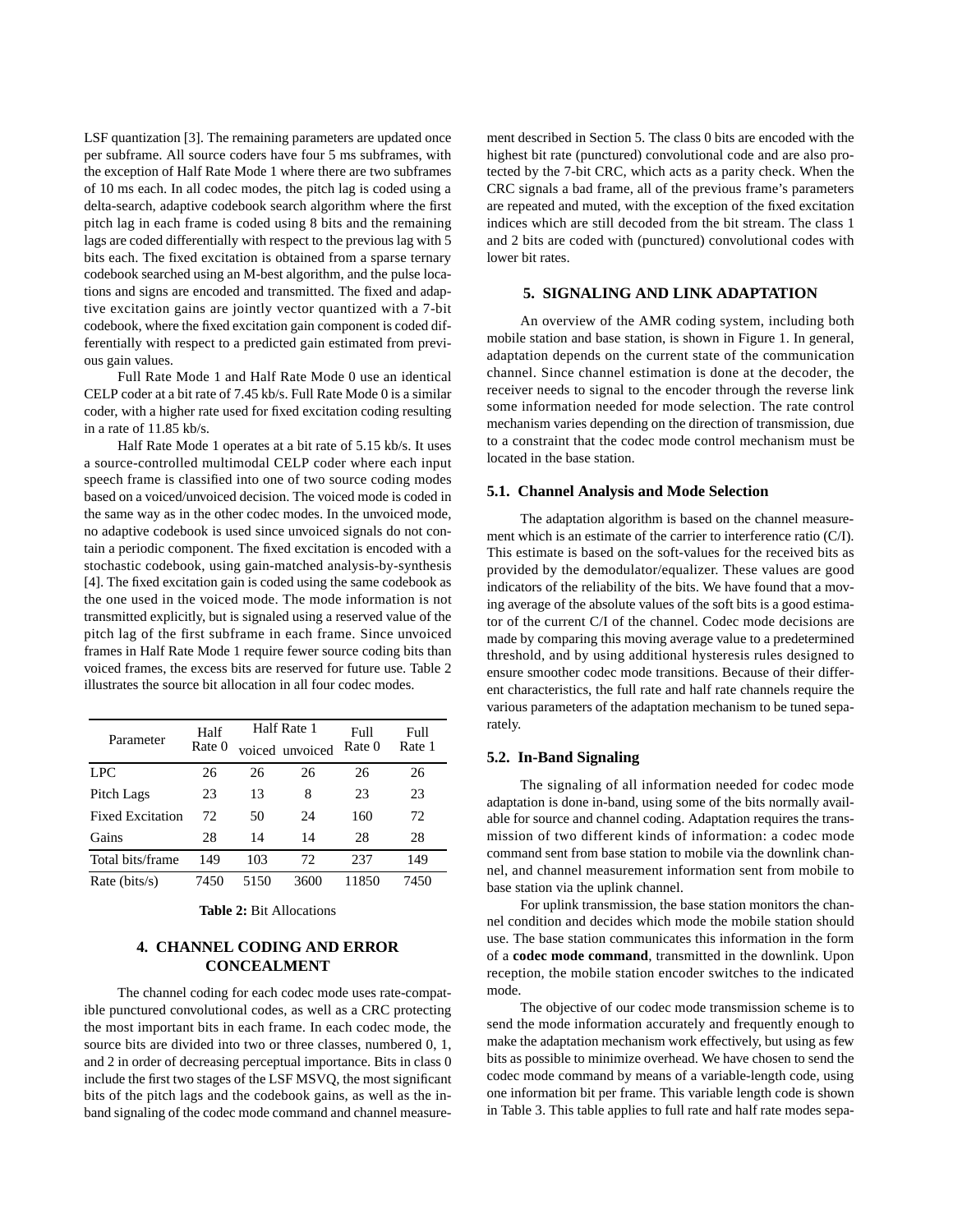LSF quantization [3]. The remaining parameters are updated once per subframe. All source coders have four 5 ms subframes, with the exception of Half Rate Mode 1 where there are two subframes of 10 ms each. In all codec modes, the pitch lag is coded using a delta-search, adaptive codebook search algorithm where the first pitch lag in each frame is coded using 8 bits and the remaining lags are coded differentially with respect to the previous lag with 5 bits each. The fixed excitation is obtained from a sparse ternary codebook searched using an M-best algorithm, and the pulse locations and signs are encoded and transmitted. The fixed and adaptive excitation gains are jointly vector quantized with a 7-bit codebook, where the fixed excitation gain component is coded differentially with respect to a predicted gain estimated from previous gain values.

Full Rate Mode 1 and Half Rate Mode 0 use an identical CELP coder at a bit rate of 7.45 kb/s. Full Rate Mode 0 is a similar coder, with a higher rate used for fixed excitation coding resulting in a rate of 11.85 kb/s.

Half Rate Mode 1 operates at a bit rate of 5.15 kb/s. It uses a source-controlled multimodal CELP coder where each input speech frame is classified into one of two source coding modes based on a voiced/unvoiced decision. The voiced mode is coded in the same way as in the other codec modes. In the unvoiced mode, no adaptive codebook is used since unvoiced signals do not contain a periodic component. The fixed excitation is encoded with a stochastic codebook, using gain-matched analysis-by-synthesis [4]. The fixed excitation gain is coded using the same codebook as the one used in the voiced mode. The mode information is not transmitted explicitly, but is signaled using a reserved value of the pitch lag of the first subframe in each frame. Since unvoiced frames in Half Rate Mode 1 require fewer source coding bits than voiced frames, the excess bits are reserved for future use. Table 2 illustrates the source bit allocation in all four codec modes.

| Parameter | Half Rate 0 | Half Rate 1 | | Full Rate 0 | Full Rate 1 |
|---|---|---|---|---|---|
| | | voiced | unvoiced | | |
| LPC | 26 | 26 | 26 | 26 | 26 |
| Pitch Lags | 23 | 13 | 8 | 23 | 23 |
| Fixed Excitation | 72 | 50 | 24 | 160 | 72 |
| Gains | 28 | 14 | 14 | 28 | 28 |
| Total bits/frame | 149 | 103 | 72 | 237 | 149 |
| Rate (bits/s) | 7450 | 5150 | 3600 | 11850 | 7450 |

**Table 2:** Bit Allocations

## 4. CHANNEL CODING AND ERROR CONCEALMENT

The channel coding for each codec mode uses rate-compatible punctured convolutional codes, as well as a CRC protecting the most important bits in each frame. In each codec mode, the source bits are divided into two or three classes, numbered 0, 1, and 2 in order of decreasing perceptual importance. Bits in class 0 include the first two stages of the LSF MSVQ, the most significant bits of the pitch lags and the codebook gains, as well as the in-band signaling of the codec mode command and channel measurement described in Section 5. The class 0 bits are encoded with the highest bit rate (punctured) convolutional code and are also protected by the 7-bit CRC, which acts as a parity check. When the CRC signals a bad frame, all of the previous frame's parameters are repeated and muted, with the exception of the fixed excitation indices which are still decoded from the bit stream. The class 1 and 2 bits are coded with (punctured) convolutional codes with lower bit rates.

## 5. SIGNALING AND LINK ADAPTATION

An overview of the AMR coding system, including both mobile station and base station, is shown in Figure 1. In general, adaptation depends on the current state of the communication channel. Since channel estimation is done at the decoder, the receiver needs to signal to the encoder through the reverse link some information needed for mode selection. The rate control mechanism varies depending on the direction of transmission, due to a constraint that the codec mode control mechanism must be located in the base station.

### 5.1. Channel Analysis and Mode Selection

The adaptation algorithm is based on the channel measurement which is an estimate of the carrier to interference ratio (C/I). This estimate is based on the soft-values for the received bits as provided by the demodulator/equalizer. These values are good indicators of the reliability of the bits. We have found that a moving average of the absolute values of the soft bits is a good estimator of the current C/I of the channel. Codec mode decisions are made by comparing this moving average value to a predetermined threshold, and by using additional hysteresis rules designed to ensure smoother codec mode transitions. Because of their different characteristics, the full rate and half rate channels require the various parameters of the adaptation mechanism to be tuned separately.

### 5.2. In-Band Signaling

The signaling of all information needed for codec mode adaptation is done in-band, using some of the bits normally available for source and channel coding. Adaptation requires the transmission of two different kinds of information: a codec mode command sent from base station to mobile via the downlink channel, and channel measurement information sent from mobile to base station via the uplink channel.

For uplink transmission, the base station monitors the channel condition and decides which mode the mobile station should use. The base station communicates this information in the form of a **codec mode command**, transmitted in the downlink. Upon reception, the mobile station encoder switches to the indicated mode.

The objective of our codec mode transmission scheme is to send the mode information accurately and frequently enough to make the adaptation mechanism work effectively, but using as few bits as possible to minimize overhead. We have chosen to send the codec mode command by means of a variable-length code, using one information bit per frame. This variable length code is shown in Table 3. This table applies to full rate and half rate modes sepa-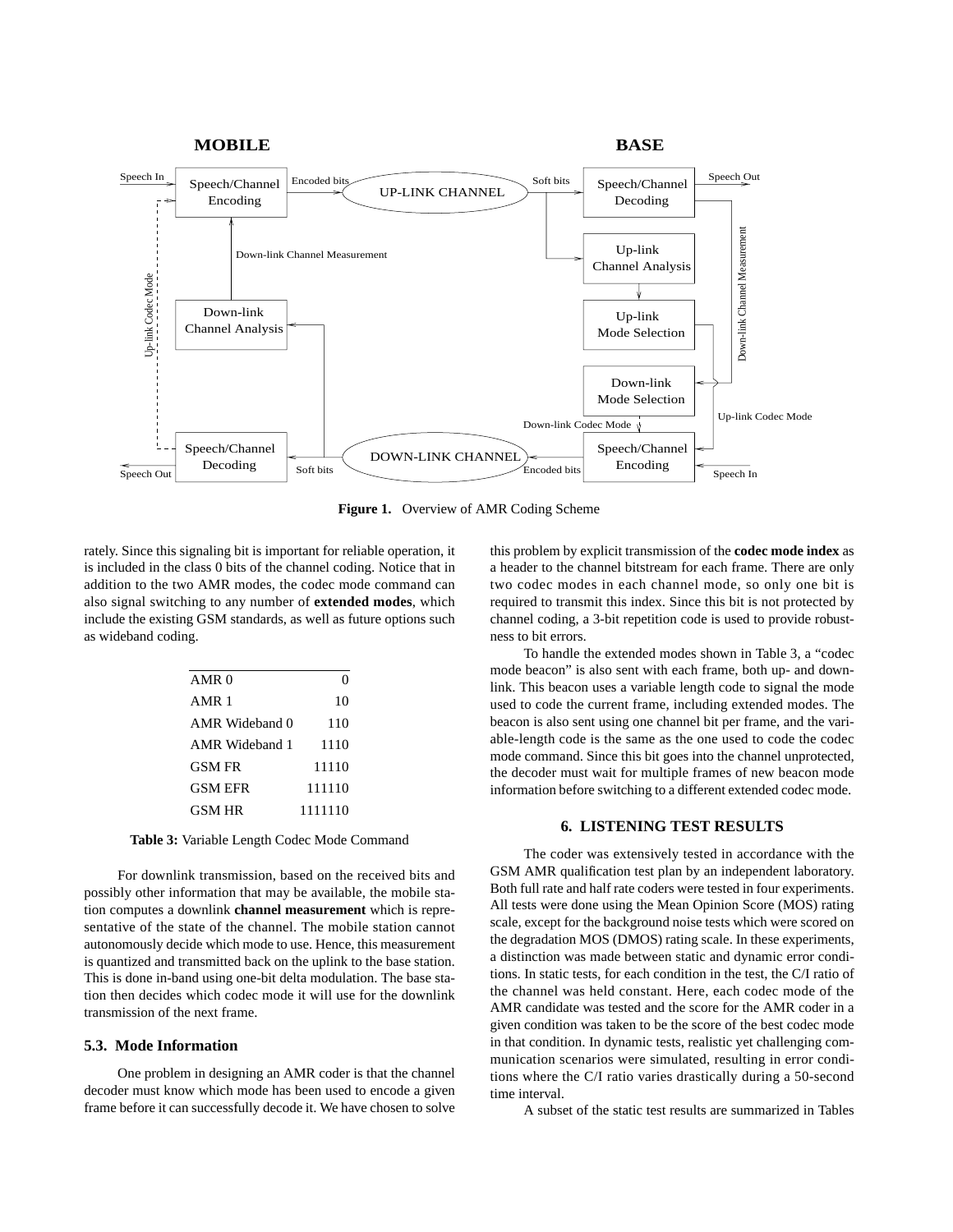**Figure 1.** Overview of AMR Coding Scheme

rately. Since this signaling bit is important for reliable operation, it is included in the class 0 bits of the channel coding. Notice that in addition to the two AMR modes, the codec mode command can also signal switching to any number of **extended modes**, which include the existing GSM standards, as well as future options such as wideband coding.

| | |
|---|---:|
| AMR 0 | 0 |
| AMR 1 | 10 |
| AMR Wideband 0 | 110 |
| AMR Wideband 1 | 1110 |
| GSM FR | 11110 |
| GSM EFR | 111110 |
| GSM HR | 1111110 |

**Table 3:** Variable Length Codec Mode Command

For downlink transmission, based on the received bits and possibly other information that may be available, the mobile station computes a downlink **channel measurement** which is representative of the state of the channel. The mobile station cannot autonomously decide which mode to use. Hence, this measurement is quantized and transmitted back on the uplink to the base station. This is done in-band using one-bit delta modulation. The base station then decides which codec mode it will use for the downlink transmission of the next frame.

### 5.3. Mode Information

One problem in designing an AMR coder is that the channel decoder must know which mode has been used to encode a given frame before it can successfully decode it. We have chosen to solve this problem by explicit transmission of the **codec mode index** as a header to the channel bitstream for each frame. There are only two codec modes in each channel mode, so only one bit is required to transmit this index. Since this bit is not protected by channel coding, a 3-bit repetition code is used to provide robustness to bit errors.

To handle the extended modes shown in Table 3, a "codec mode beacon" is also sent with each frame, both up- and downlink. This beacon uses a variable length code to signal the mode used to code the current frame, including extended modes. The beacon is also sent using one channel bit per frame, and the variable-length code is the same as the one used to code the codec mode command. Since this bit goes into the channel unprotected, the decoder must wait for multiple frames of new beacon mode information before switching to a different extended codec mode.

## 6. LISTENING TEST RESULTS

The coder was extensively tested in accordance with the GSM AMR qualification test plan by an independent laboratory. Both full rate and half rate coders were tested in four experiments. All tests were done using the Mean Opinion Score (MOS) rating scale, except for the background noise tests which were scored on the degradation MOS (DMOS) rating scale. In these experiments, a distinction was made between static and dynamic error conditions. In static tests, for each condition in the test, the C/I ratio of the channel was held constant. Here, each codec mode of the AMR candidate was tested and the score for the AMR coder in a given condition was taken to be the score of the best codec mode in that condition. In dynamic tests, realistic yet challenging communication scenarios were simulated, resulting in error conditions where the C/I ratio varies drastically during a 50-second time interval.

A subset of the static test results are summarized in Tables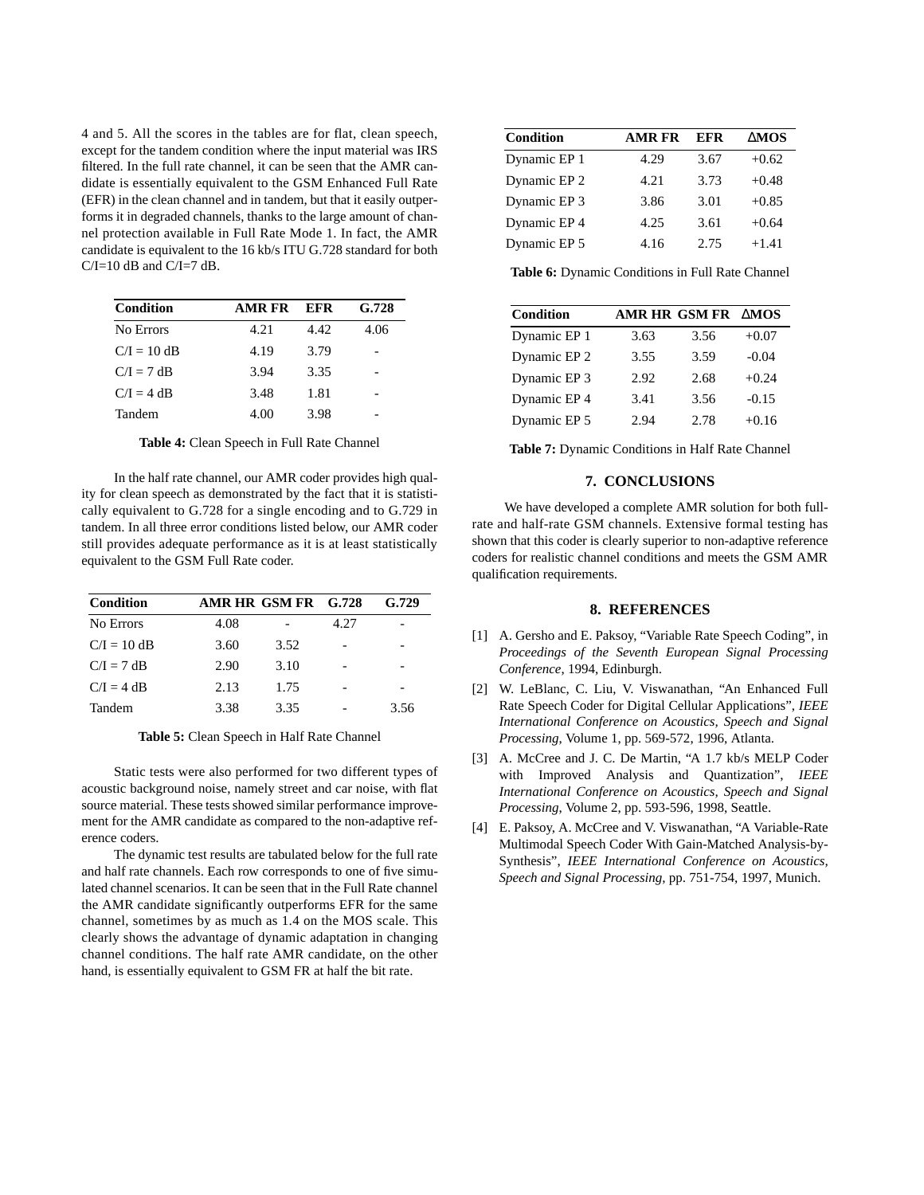4 and 5. All the scores in the tables are for flat, clean speech, except for the tandem condition where the input material was IRS filtered. In the full rate channel, it can be seen that the AMR candidate is essentially equivalent to the GSM Enhanced Full Rate (EFR) in the clean channel and in tandem, but that it easily outperforms it in degraded channels, thanks to the large amount of channel protection available in Full Rate Mode 1. In fact, the AMR candidate is equivalent to the 16 kb/s ITU G.728 standard for both C/I=10 dB and C/I=7 dB.

| Condition | AMR FR | EFR | G.728 |
|---|---|---|---|
| No Errors | 4.21 | 4.42 | 4.06 |
| C/I = 10 dB | 4.19 | 3.79 | - |
| C/I = 7 dB | 3.94 | 3.35 | - |
| C/I = 4 dB | 3.48 | 1.81 | - |
| Tandem | 4.00 | 3.98 | - |

**Table 4:** Clean Speech in Full Rate Channel

In the half rate channel, our AMR coder provides high quality for clean speech as demonstrated by the fact that it is statistically equivalent to G.728 for a single encoding and to G.729 in tandem. In all three error conditions listed below, our AMR coder still provides adequate performance as it is at least statistically equivalent to the GSM Full Rate coder.

| Condition | AMR HR | GSM FR | G.728 | G.729 |
|---|---|---|---|---|
| No Errors | 4.08 | - | 4.27 | - |
| C/I = 10 dB | 3.60 | 3.52 | - | - |
| C/I = 7 dB | 2.90 | 3.10 | - | - |
| C/I = 4 dB | 2.13 | 1.75 | - | - |
| Tandem | 3.38 | 3.35 | - | 3.56 |

**Table 5:** Clean Speech in Half Rate Channel

Static tests were also performed for two different types of acoustic background noise, namely street and car noise, with flat source material. These tests showed similar performance improvement for the AMR candidate as compared to the non-adaptive reference coders.

The dynamic test results are tabulated below for the full rate and half rate channels. Each row corresponds to one of five simulated channel scenarios. It can be seen that in the Full Rate channel the AMR candidate significantly outperforms EFR for the same channel, sometimes by as much as 1.4 on the MOS scale. This clearly shows the advantage of dynamic adaptation in changing channel conditions. The half rate AMR candidate, on the other hand, is essentially equivalent to GSM FR at half the bit rate.

| Condition | AMR FR | EFR | ∆MOS |
|---|---|---|---|
| Dynamic EP 1 | 4.29 | 3.67 | +0.62 |
| Dynamic EP 2 | 4.21 | 3.73 | +0.48 |
| Dynamic EP 3 | 3.86 | 3.01 | +0.85 |
| Dynamic EP 4 | 4.25 | 3.61 | +0.64 |
| Dynamic EP 5 | 4.16 | 2.75 | +1.41 |

**Table 6:** Dynamic Conditions in Full Rate Channel

| Condition | AMR HR | GSM FR | ∆MOS |
|---|---|---|---|
| Dynamic EP 1 | 3.63 | 3.56 | +0.07 |
| Dynamic EP 2 | 3.55 | 3.59 | -0.04 |
| Dynamic EP 3 | 2.92 | 2.68 | +0.24 |
| Dynamic EP 4 | 3.41 | 3.56 | -0.15 |
| Dynamic EP 5 | 2.94 | 2.78 | +0.16 |

**Table 7:** Dynamic Conditions in Half Rate Channel

## 7. CONCLUSIONS

We have developed a complete AMR solution for both full-rate and half-rate GSM channels. Extensive formal testing has shown that this coder is clearly superior to non-adaptive reference coders for realistic channel conditions and meets the GSM AMR qualification requirements.

## 8. REFERENCES

[1] A. Gersho and E. Paksoy, "Variable Rate Speech Coding", in *Proceedings of the Seventh European Signal Processing Conference*, 1994, Edinburgh.

[2] W. LeBlanc, C. Liu, V. Viswanathan, "An Enhanced Full Rate Speech Coder for Digital Cellular Applications", *IEEE International Conference on Acoustics, Speech and Signal Processing*, Volume 1, pp. 569-572, 1996, Atlanta.

[3] A. McCree and J. C. De Martin, "A 1.7 kb/s MELP Coder with Improved Analysis and Quantization", *IEEE International Conference on Acoustics, Speech and Signal Processing*, Volume 2, pp. 593-596, 1998, Seattle.

[4] E. Paksoy, A. McCree and V. Viswanathan, "A Variable-Rate Multimodal Speech Coder With Gain-Matched Analysis-by-Synthesis", *IEEE International Conference on Acoustics, Speech and Signal Processing*, pp. 751-754, 1997, Munich.